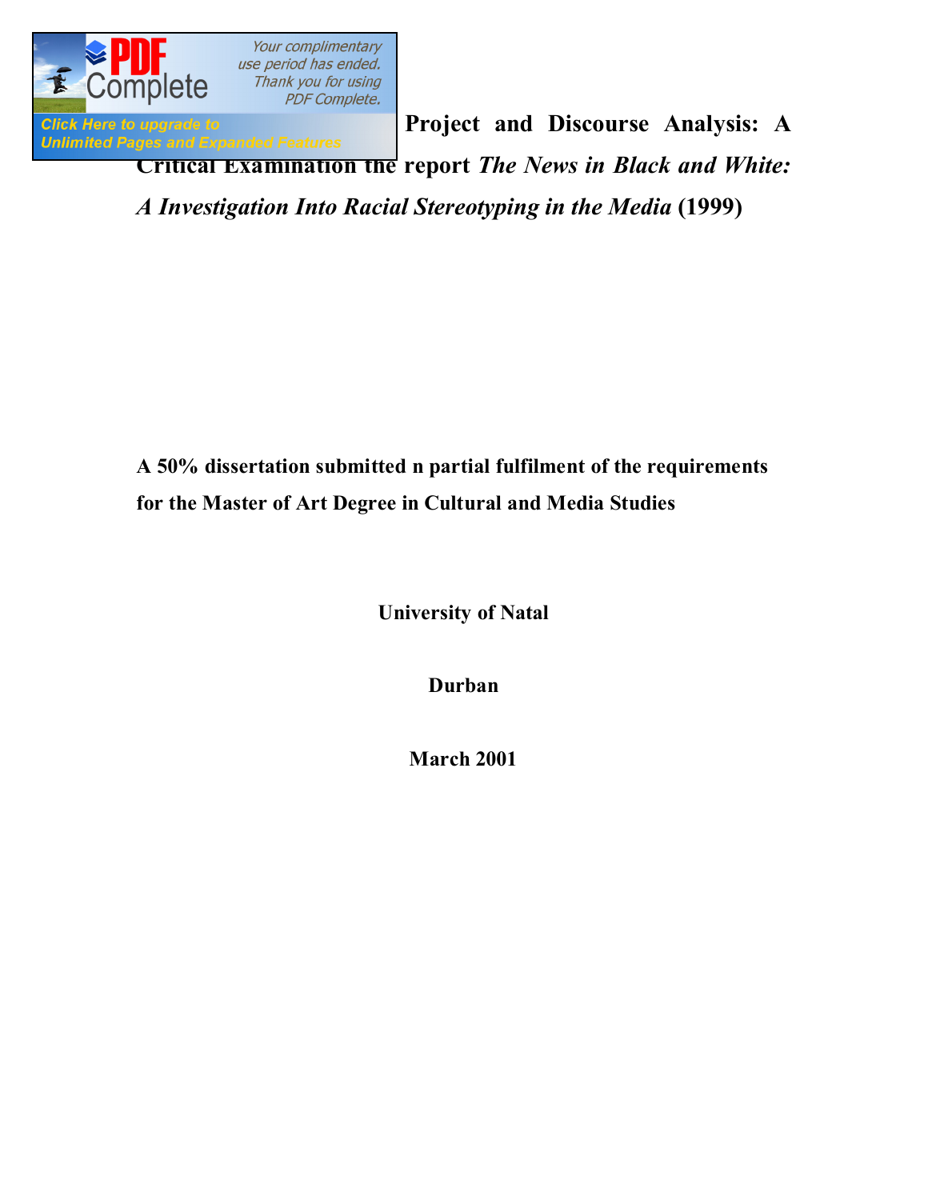# Project and Discourse Analysis: A Critical Examination the report *The News in Black and White: A Investigation Into Racial Stereotyping in the Media* (1999)

**A 50% dissertation submitted n partial fulfilment of the requirements for the Master of Art Degree in Cultural and Media Studies**

**University of Natal**

**Durban**

**March 2001**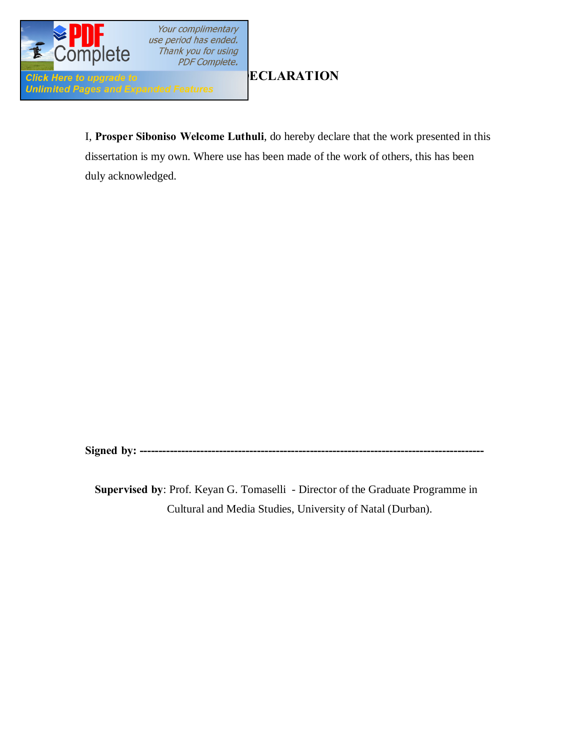# DECLARATION

I, **Prosper Siboniso Welcome Luthuli**, do hereby declare that the work presented in this dissertation is my own. Where use has been made of the work of others, this has been duly acknowledged.

**Signed by: ----------------------------------------------------------------------------------------**

**Supervised by**: Prof. Keyan G. Tomaselli - Director of the Graduate Programme in Cultural and Media Studies, University of Natal (Durban).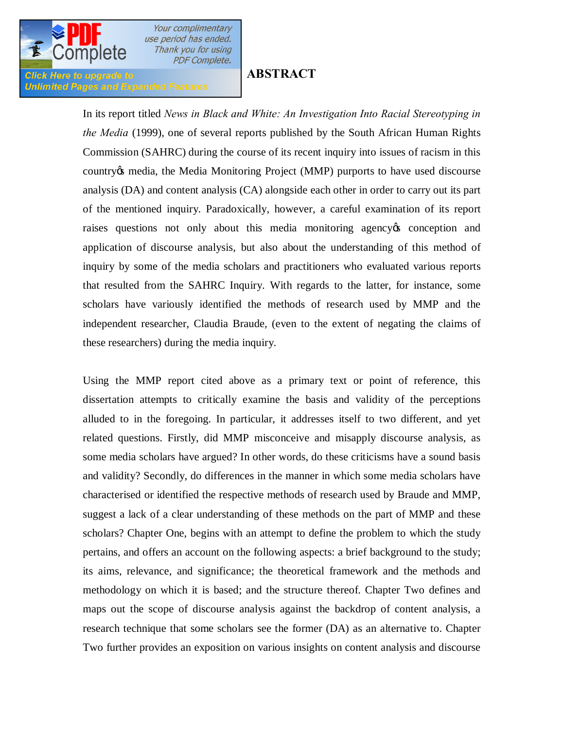# ABSTRACT

In its report titled *News in Black and White: An Investigation Into Racial Stereotyping in the Media* (1999), one of several reports published by the South African Human Rights Commission (SAHRC) during the course of its recent inquiry into issues of racism in this country's media, the Media Monitoring Project (MMP) purports to have used discourse analysis (DA) and content analysis (CA) alongside each other in order to carry out its part of the mentioned inquiry. Paradoxically, however, a careful examination of its report raises questions not only about this media monitoring agency's conception and application of discourse analysis, but also about the understanding of this method of inquiry by some of the media scholars and practitioners who evaluated various reports that resulted from the SAHRC Inquiry. With regards to the latter, for instance, some scholars have variously identified the methods of research used by MMP and the independent researcher, Claudia Braude, (even to the extent of negating the claims of these researchers) during the media inquiry.

Using the MMP report cited above as a primary text or point of reference, this dissertation attempts to critically examine the basis and validity of the perceptions alluded to in the foregoing. In particular, it addresses itself to two different, and yet related questions. Firstly, did MMP misconceive and misapply discourse analysis, as some media scholars have argued? In other words, do these criticisms have a sound basis and validity? Secondly, do differences in the manner in which some media scholars have characterised or identified the respective methods of research used by Braude and MMP, suggest a lack of a clear understanding of these methods on the part of MMP and these scholars? Chapter One, begins with an attempt to define the problem to which the study pertains, and offers an account on the following aspects: a brief background to the study; its aims, relevance, and significance; the theoretical framework and the methods and methodology on which it is based; and the structure thereof. Chapter Two defines and maps out the scope of discourse analysis against the backdrop of content analysis, a research technique that some scholars see the former (DA) as an alternative to. Chapter Two further provides an exposition on various insights on content analysis and discourse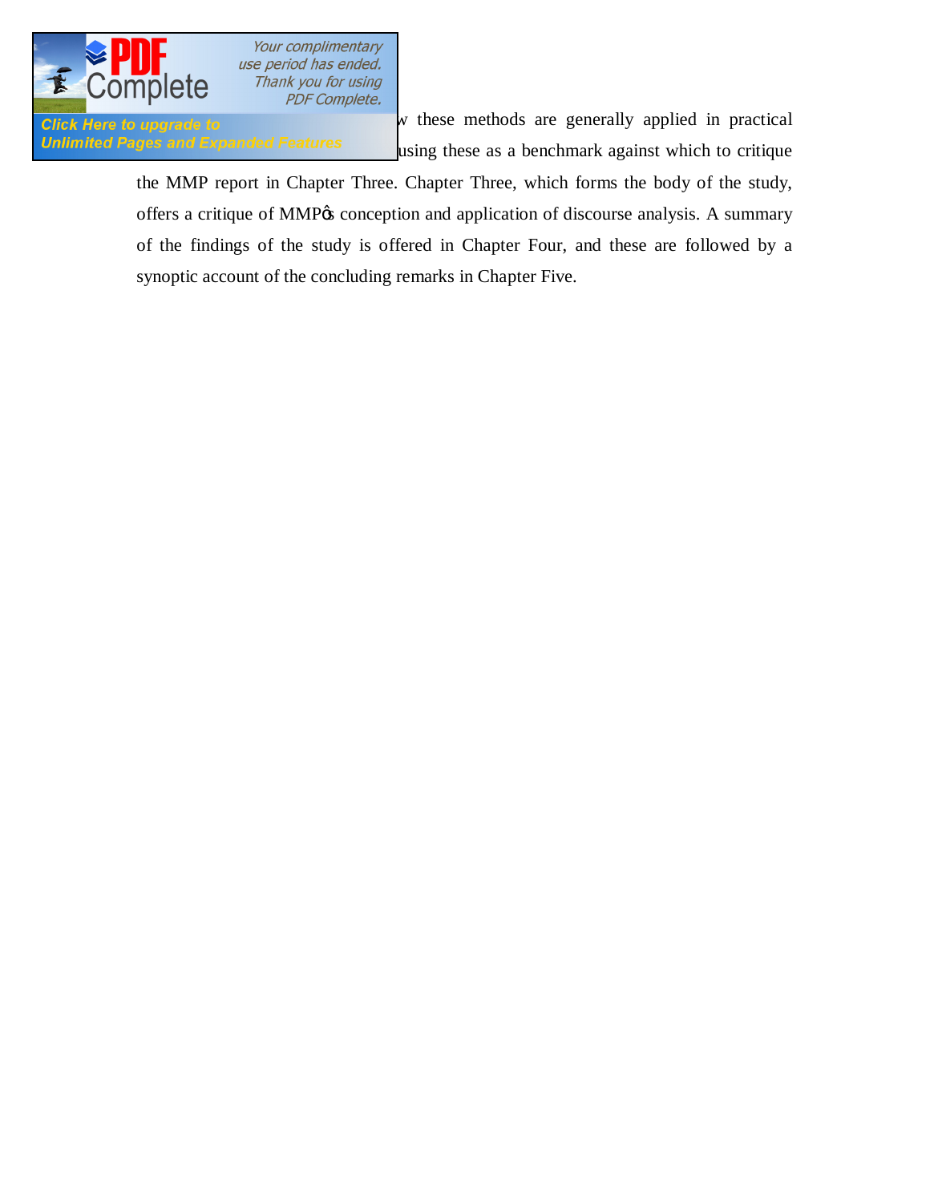w these methods are generally applied in practical using these as a benchmark against which to critique the MMP report in Chapter Three. Chapter Three, which forms the body of the study, offers a critique of MMP's conception and application of discourse analysis. A summary of the findings of the study is offered in Chapter Four, and these are followed by a synoptic account of the concluding remarks in Chapter Five.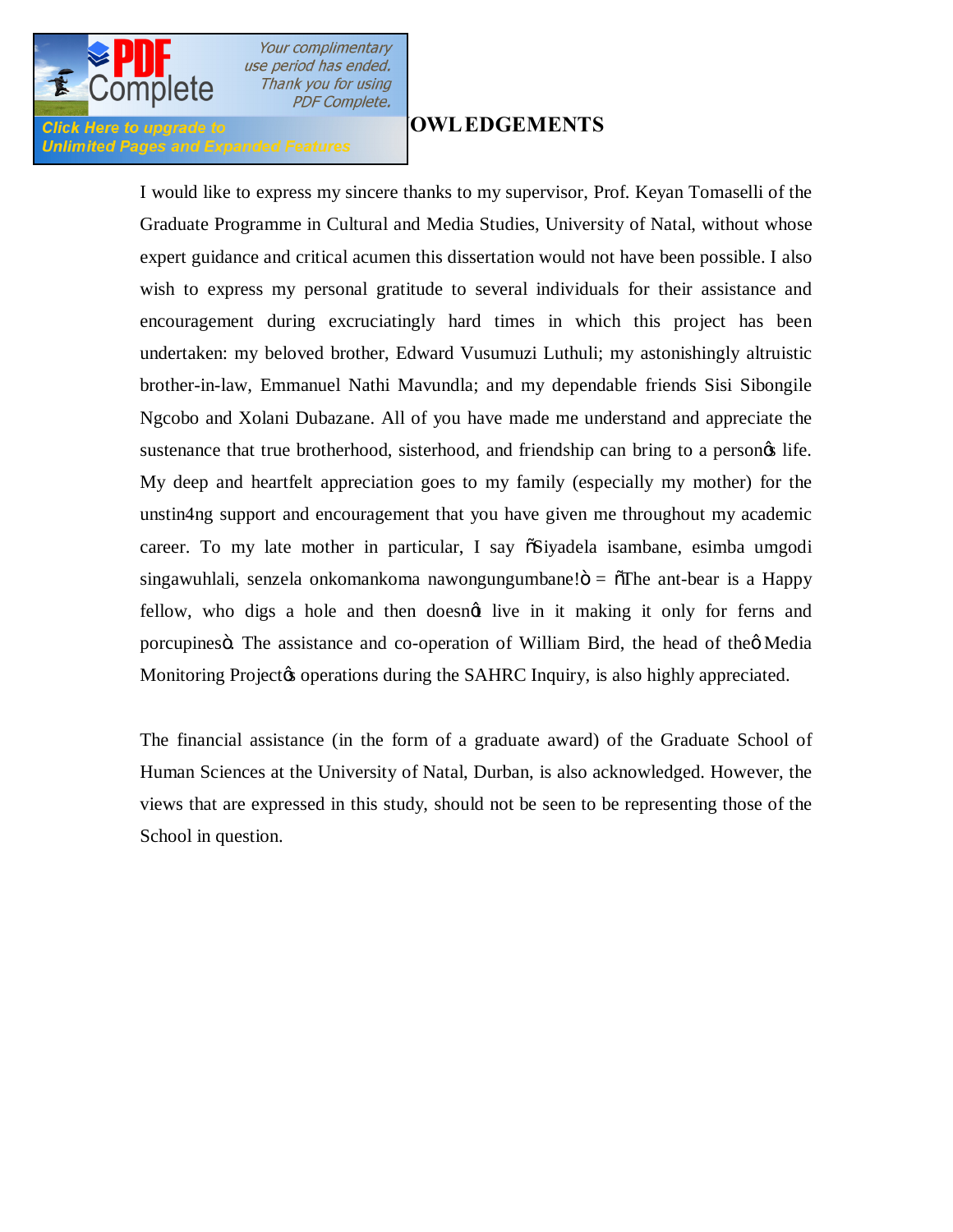# OWLEDGEMENTS

I would like to express my sincere thanks to my supervisor, Prof. Keyan Tomaselli of the Graduate Programme in Cultural and Media Studies, University of Natal, without whose expert guidance and critical acumen this dissertation would not have been possible. I also wish to express my personal gratitude to several individuals for their assistance and encouragement during excruciatingly hard times in which this project has been undertaken: my beloved brother, Edward Vusumuzi Luthuli; my astonishingly altruistic brother-in-law, Emmanuel Nathi Mavundla; and my dependable friends Sisi Sibongile Ngcobo and Xolani Dubazane. All of you have made me understand and appreciate the sustenance that true brotherhood, sisterhood, and friendship can bring to a person's life. My deep and heartfelt appreciation goes to my family (especially my mother) for the unstin4ng support and encouragement that you have given me throughout my academic career. To my late mother in particular, I say "Siyadela isambane, esimba umgodi singawuhlali, senzela onkomankoma nawongungumbane!" = "The ant-bear is a Happy fellow, who digs a hole and then doesn't live in it making it only for ferns and porcupines". The assistance and co-operation of William Bird, the head of the' Media Monitoring Project's operations during the SAHRC Inquiry, is also highly appreciated.

The financial assistance (in the form of a graduate award) of the Graduate School of Human Sciences at the University of Natal, Durban, is also acknowledged. However, the views that are expressed in this study, should not be seen to be representing those of the School in question.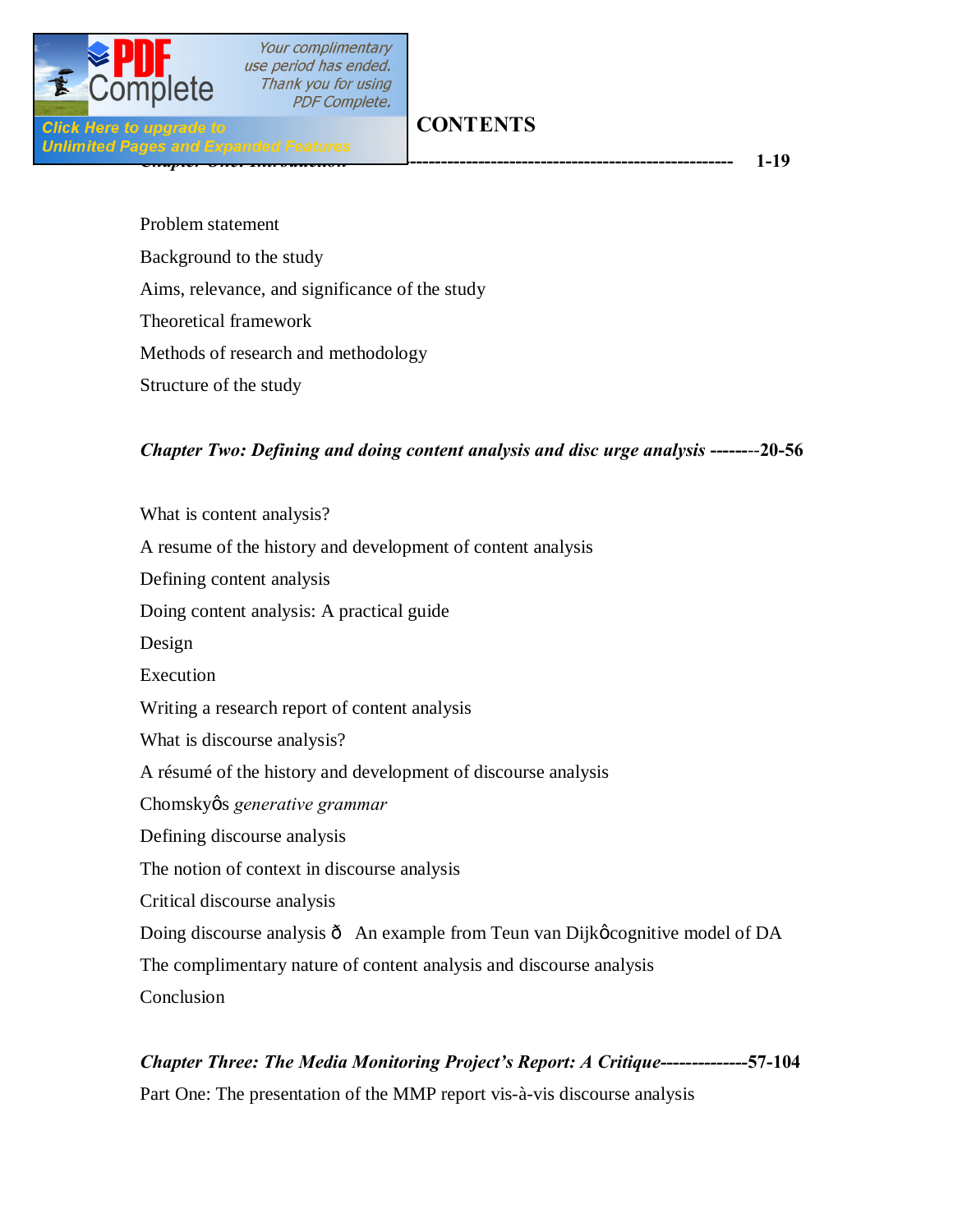# CONTENTS

***Chapter One: Introduction*** **----------------------------------------------------- 1-19**

Problem statement

Background to the study

Aims, relevance, and significance of the study

Theoretical framework

Methods of research and methodology

Structure of the study

***Chapter Two: Defining and doing content analysis and disc urge analysis*** **--------20-56**

What is content analysis?

A resume of the history and development of content analysis

Defining content analysis

Doing content analysis: A practical guide

Design

Execution

Writing a research report of content analysis

What is discourse analysis?

A résumé of the history and development of discourse analysis

Chomskyôs *generative grammar*

Defining discourse analysis

The notion of context in discourse analysis

Critical discourse analysis

Doing discourse analysis ð An example from Teun van Dijkôcognitive model of DA

The complimentary nature of content analysis and discourse analysis

Conclusion

***Chapter Three: The Media Monitoring Project's Report: A Critique*** **--------------57-104**

Part One: The presentation of the MMP report vis-à-vis discourse analysis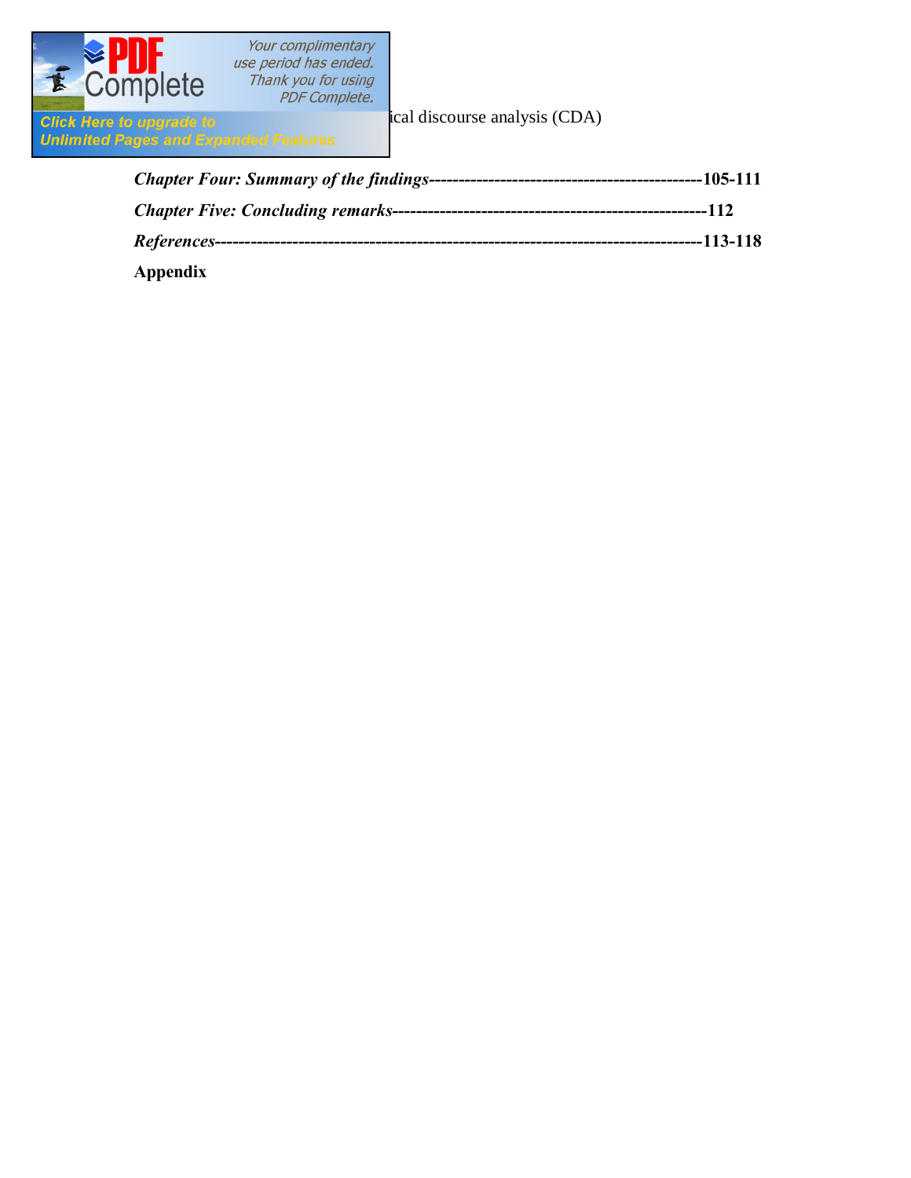ical discourse analysis (CDA)

***Chapter Four: Summary of the findings-----------------------------------------------105-111***

***Chapter Five: Concluding remarks------------------------------------------------------112***

***References---------------------------------------------------------------------------------113-118***

**Appendix**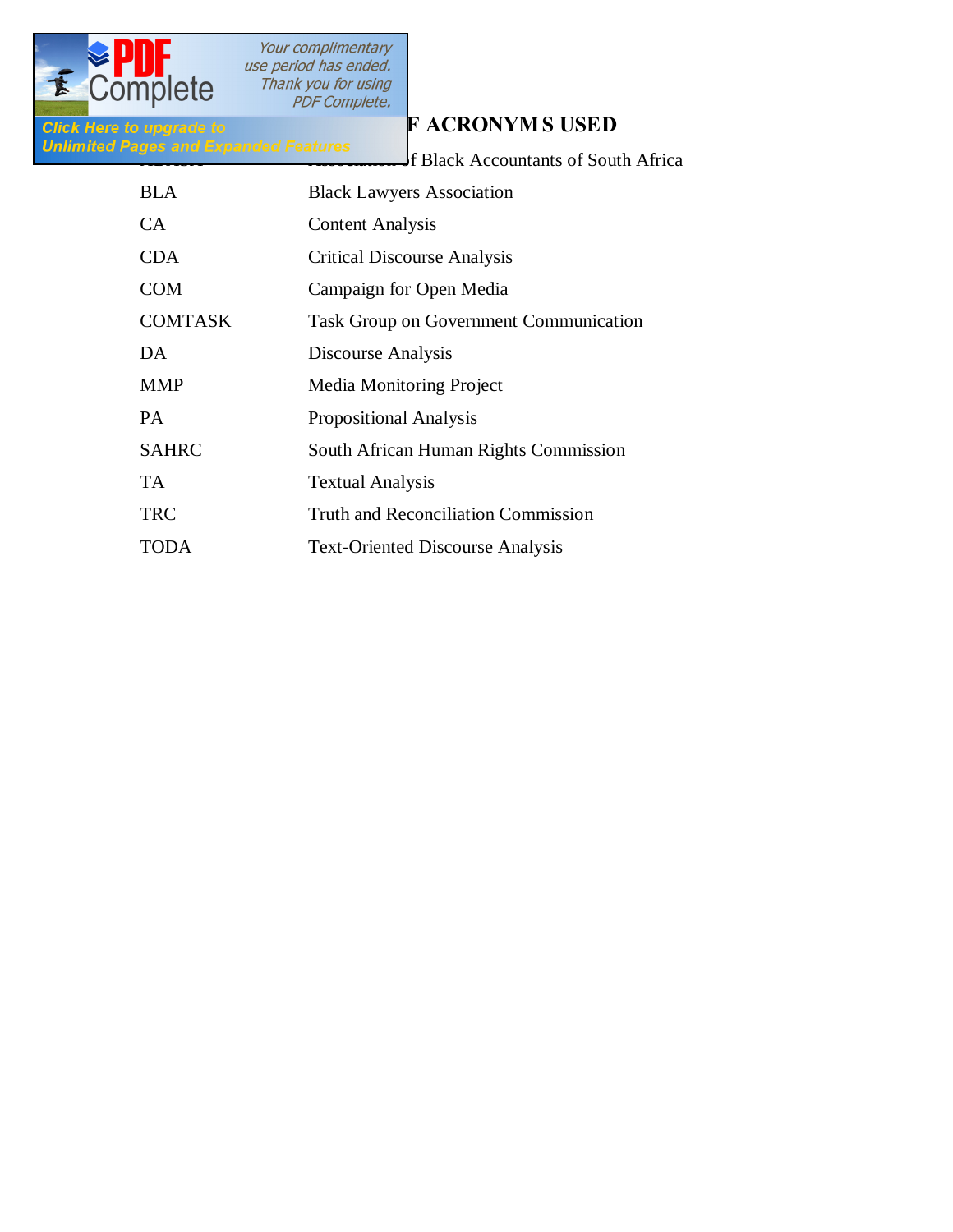## F ACRONYMS USED

| | |
|---|---|
| | f Black Accountants of South Africa |
| BLA | Black Lawyers Association |
| CA | Content Analysis |
| CDA | Critical Discourse Analysis |
| COM | Campaign for Open Media |
| COMTASK | Task Group on Government Communication |
| DA | Discourse Analysis |
| MMP | Media Monitoring Project |
| PA | Propositional Analysis |
| SAHRC | South African Human Rights Commission |
| TA | Textual Analysis |
| TRC | Truth and Reconciliation Commission |
| TODA | Text-Oriented Discourse Analysis |